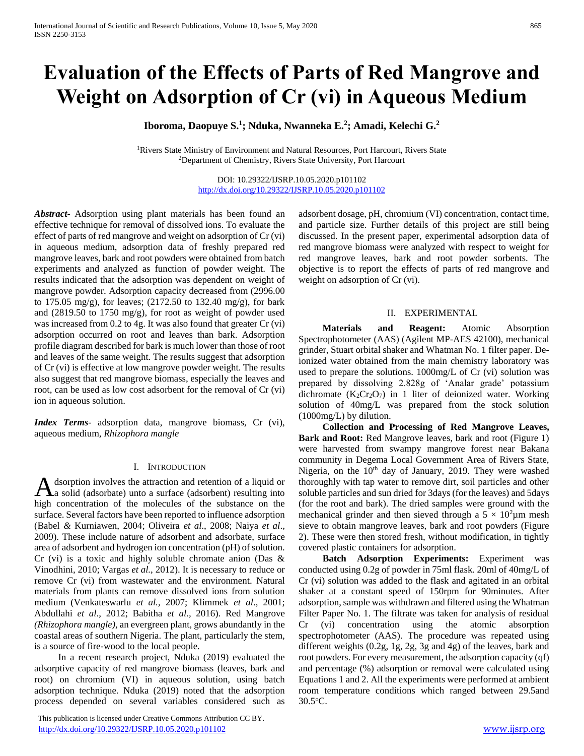# Evaluation of the Effects of Parts of Red Mangrove and Weight on Adsorption of Cr (vi) in Aqueous Medium

**Iboroma, Daopuye S.[1]; Nduka, Nwanneka E.[2]; Amadi, Kelechi G.[2]**

[1]Rivers State Ministry of Environment and Natural Resources, Port Harcourt, Rivers State
[2]Department of Chemistry, Rivers State University, Port Harcourt

DOI: 10.29322/IJSRP.10.05.2020.p101102
http://dx.doi.org/10.29322/IJSRP.10.05.2020.p101102

***Abstract*-** Adsorption using plant materials has been found an effective technique for removal of dissolved ions. To evaluate the effect of parts of red mangrove and weight on adsorption of Cr (vi) in aqueous medium, adsorption data of freshly prepared red mangrove leaves, bark and root powders were obtained from batch experiments and analyzed as function of powder weight. The results indicated that the adsorption was dependent on weight of mangrove powder. Adsorption capacity decreased from (2996.00 to 175.05 mg/g), for leaves; (2172.50 to 132.40 mg/g), for bark and (2819.50 to 1750 mg/g), for root as weight of powder used was increased from 0.2 to 4g. It was also found that greater Cr (vi) adsorption occurred on root and leaves than bark. Adsorption profile diagram described for bark is much lower than those of root and leaves of the same weight. The results suggest that adsorption of Cr (vi) is effective at low mangrove powder weight. The results also suggest that red mangrove biomass, especially the leaves and root, can be used as low cost adsorbent for the removal of Cr (vi) ion in aqueous solution.

***Index Terms*-** adsorption data, mangrove biomass, Cr (vi), aqueous medium, *Rhizophora mangle*

## I. Introduction

Adsorption involves the attraction and retention of a liquid or a solid (adsorbate) unto a surface (adsorbent) resulting into high concentration of the molecules of the substance on the surface. Several factors have been reported to influence adsorption (Babel *&* Kurniawen, 2004; Oliveira *et al*., 2008; Naiya *et al*., 2009). These include nature of adsorbent and adsorbate, surface area of adsorbent and hydrogen ion concentration (pH) of solution. Cr (vi) is a toxic and highly soluble chromate anion (Das & Vinodhini, 2010; Vargas *et al*., 2012). It is necessary to reduce or remove Cr (vi) from wastewater and the environment. Natural materials from plants can remove dissolved ions from solution medium (Venkateswarlu *et al.*, 2007; Klimmek *et al*., 2001; Abdullahi *et al*., 2012; Babitha *et al.*, 2016). Red Mangrove *(Rhizophora mangle)*, an evergreen plant, grows abundantly in the coastal areas of southern Nigeria. The plant, particularly the stem, is a source of fire-wood to the local people.

In a recent research project, Nduka (2019) evaluated the adsorptive capacity of red mangrove biomass (leaves, bark and root) on chromium (VI) in aqueous solution, using batch adsorption technique. Nduka (2019) noted that the adsorption process depended on several variables considered such as adsorbent dosage, pH, chromium (VI) concentration, contact time, and particle size. Further details of this project are still being discussed. In the present paper, experimental adsorption data of red mangrove biomass were analyzed with respect to weight for red mangrove leaves, bark and root powder sorbents. The objective is to report the effects of parts of red mangrove and weight on adsorption of Cr (vi).

## II. Experimental

**Materials and Reagent:** Atomic Absorption Spectrophotometer (AAS) (Agilent MP-AES 42100), mechanical grinder, Stuart orbital shaker and Whatman No. 1 filter paper. De-ionized water obtained from the main chemistry laboratory was used to prepare the solutions. 1000mg/L of Cr (vi) solution was prepared by dissolving 2.828g of 'Analar grade' potassium dichromate ($K_2Cr_2O_7$) in 1 liter of deionized water. Working solution of 40mg/L was prepared from the stock solution (1000mg/L) by dilution.

**Collection and Processing of Red Mangrove Leaves, Bark and Root:** Red Mangrove leaves, bark and root (Figure 1) were harvested from swampy mangrove forest near Bakana community in Degema Local Government Area of Rivers State, Nigeria, on the 10th day of January, 2019. They were washed thoroughly with tap water to remove dirt, soil particles and other soluble particles and sun dried for 3days (for the leaves) and 5days (for the root and bark). The dried samples were ground with the mechanical grinder and then sieved through a $5 \times 10^2$µm mesh sieve to obtain mangrove leaves, bark and root powders (Figure 2). These were then stored fresh, without modification, in tightly covered plastic containers for adsorption.

**Batch Adsorption Experiments:** Experiment was conducted using 0.2g of powder in 75ml flask. 20ml of 40mg/L of Cr (vi) solution was added to the flask and agitated in an orbital shaker at a constant speed of 150rpm for 90minutes. After adsorption, sample was withdrawn and filtered using the Whatman Filter Paper No. 1. The filtrate was taken for analysis of residual Cr (vi) concentration using the atomic absorption spectrophotometer (AAS). The procedure was repeated using different weights (0.2g, 1g, 2g, 3g and 4g) of the leaves, bark and root powders. For every measurement, the adsorption capacity (qf) and percentage (%) adsorption or removal were calculated using Equations 1 and 2. All the experiments were performed at ambient room temperature conditions which ranged between 29.5and 30.5°C.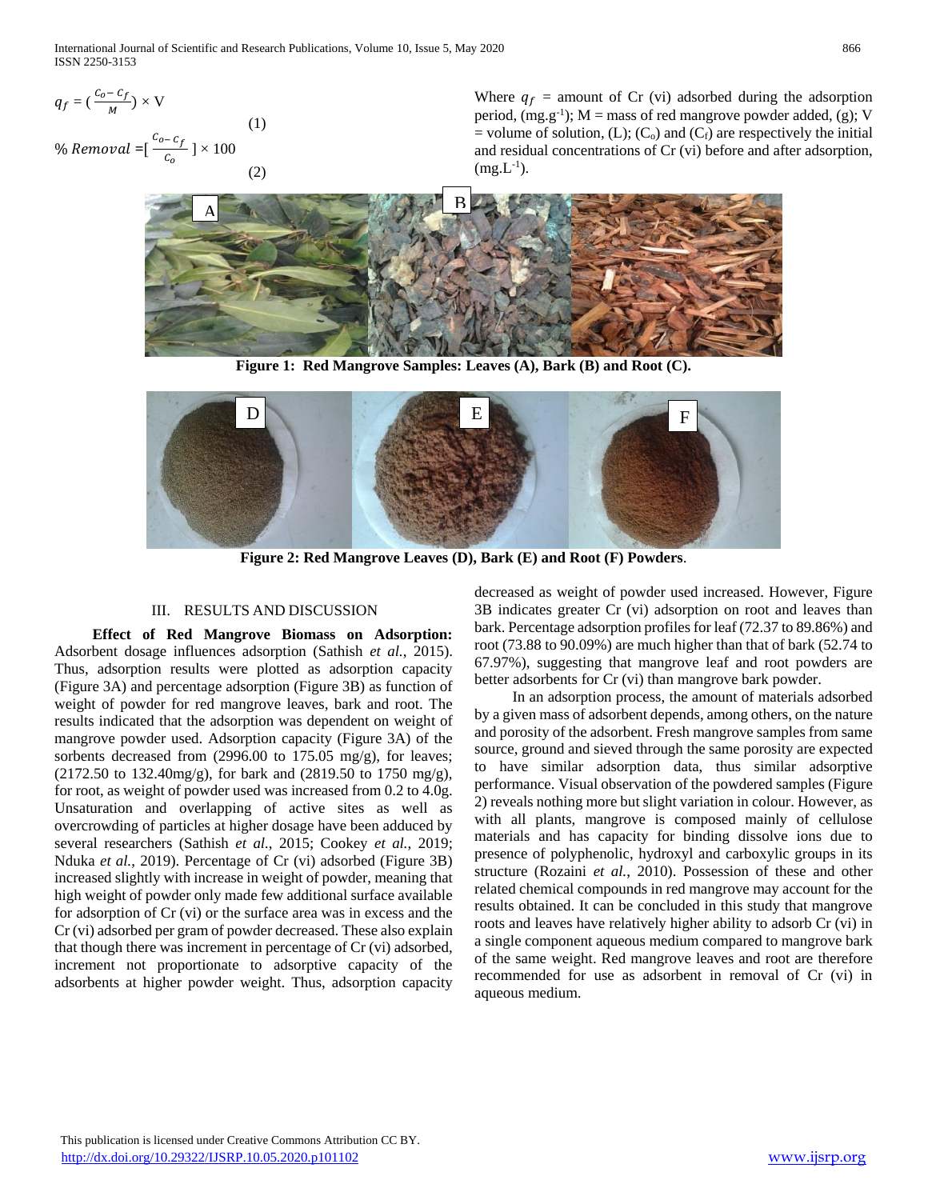$$q_f = \left(\frac{C_o - C_f}{M}\right) \times V \quad (1)$$

$$\% \, Removal = \left[\frac{C_o - C_f}{C_o}\right] \times 100 \quad (2)$$

Where $q_f$ = amount of Cr (vi) adsorbed during the adsorption period, ($mg.g^{-1}$); M = mass of red mangrove powder added, (g); V = volume of solution, (L); ($C_o$) and ($C_f$) are respectively the initial and residual concentrations of Cr (vi) before and after adsorption, ($mg.L^{-1}$).

**Figure 1: Red Mangrove Samples: Leaves (A), Bark (B) and Root (C).**

**Figure 2: Red Mangrove Leaves (D), Bark (E) and Root (F) Powders**.

## III. RESULTS AND DISCUSSION

**Effect of Red Mangrove Biomass on Adsorption:** Adsorbent dosage influences adsorption (Sathish *et al.*, 2015). Thus, adsorption results were plotted as adsorption capacity (Figure 3A) and percentage adsorption (Figure 3B) as function of weight of powder for red mangrove leaves, bark and root. The results indicated that the adsorption was dependent on weight of mangrove powder used. Adsorption capacity (Figure 3A) of the sorbents decreased from (2996.00 to 175.05 mg/g), for leaves; (2172.50 to 132.40mg/g), for bark and (2819.50 to 1750 mg/g), for root, as weight of powder used was increased from 0.2 to 4.0g. Unsaturation and overlapping of active sites as well as overcrowding of particles at higher dosage have been adduced by several researchers (Sathish *et al.*, 2015; Cookey *et al.*, 2019; Nduka *et al.*, 2019). Percentage of Cr (vi) adsorbed (Figure 3B) increased slightly with increase in weight of powder, meaning that high weight of powder only made few additional surface available for adsorption of Cr (vi) or the surface area was in excess and the Cr (vi) adsorbed per gram of powder decreased. These also explain that though there was increment in percentage of Cr (vi) adsorbed, increment not proportionate to adsorptive capacity of the adsorbents at higher powder weight. Thus, adsorption capacity decreased as weight of powder used increased. However, Figure 3B indicates greater Cr (vi) adsorption on root and leaves than bark. Percentage adsorption profiles for leaf (72.37 to 89.86%) and root (73.88 to 90.09%) are much higher than that of bark (52.74 to 67.97%), suggesting that mangrove leaf and root powders are better adsorbents for Cr (vi) than mangrove bark powder.

In an adsorption process, the amount of materials adsorbed by a given mass of adsorbent depends, among others, on the nature and porosity of the adsorbent. Fresh mangrove samples from same source, ground and sieved through the same porosity are expected to have similar adsorption data, thus similar adsorptive performance. Visual observation of the powdered samples (Figure 2) reveals nothing more but slight variation in colour. However, as with all plants, mangrove is composed mainly of cellulose materials and has capacity for binding dissolve ions due to presence of polyphenolic, hydroxyl and carboxylic groups in its structure (Rozaini *et al.*, 2010). Possession of these and other related chemical compounds in red mangrove may account for the results obtained. It can be concluded in this study that mangrove roots and leaves have relatively higher ability to adsorb Cr (vi) in a single component aqueous medium compared to mangrove bark of the same weight. Red mangrove leaves and root are therefore recommended for use as adsorbent in removal of Cr (vi) in aqueous medium.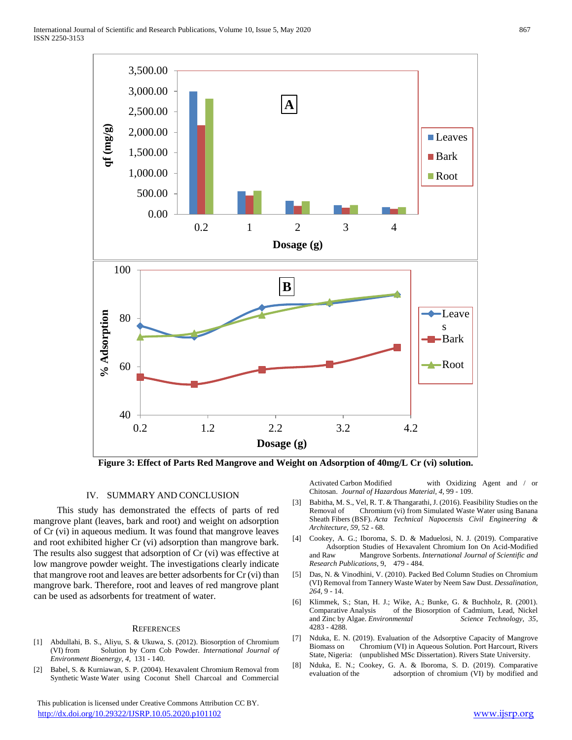Figure 3: Effect of Parts Red Mangrove and Weight on Adsorption of 40mg/L Cr (vi) solution.

## IV. SUMMARY AND CONCLUSION

This study has demonstrated the effects of parts of red mangrove plant (leaves, bark and root) and weight on adsorption of Cr (vi) in aqueous medium. It was found that mangrove leaves and root exhibited higher Cr (vi) adsorption than mangrove bark. The results also suggest that adsorption of Cr (vi) was effective at low mangrove powder weight. The investigations clearly indicate that mangrove root and leaves are better adsorbents for Cr (vi) than mangrove bark. Therefore, root and leaves of red mangrove plant can be used as adsorbents for treatment of water.

## REFERENCES

[1] Abdullahi, B. S., Aliyu, S. & Ukuwa, S. (2012). Biosorption of Chromium (VI) from Solution by Corn Cob Powder. *International Journal of Environment Bioenergy*, *4*, 131 - 140.

[2] Babel, S. & Kurniawan, S. P. (2004). Hexavalent Chromium Removal from Synthetic Waste Water using Coconut Shell Charcoal and Commercial Activated Carbon Modified with Oxidizing Agent and / or Chitosan. *Journal of Hazardous Material*, *4*, 99 - 109.

[3] Babitha, M. S., Vel, R. T. & Thangarathi, J. (2016). Feasibility Studies on the Removal of Chromium (vi) from Simulated Waste Water using Banana Sheath Fibers (BSF). *Acta Technical Napocensis Civil Engineering & Architecture*, *59*, 52 - 68.

[4] Cookey, A. G.; Iboroma, S. D. & Maduelosi, N. J. (2019). Comparative Adsorption Studies of Hexavalent Chromium Ion On Acid-Modified and Raw Mangrove Sorbents. *International Journal of Scientific and Research Publications*, 9, 479 - 484.

[5] Das, N. & Vinodhini, V. (2010). Packed Bed Column Studies on Chromium (VI) Removal from Tannery Waste Water by Neem Saw Dust. *Dessalination*, *264*, 9 - 14.

[6] Klimmek, S.; Stan, H. J.; Wike, A.; Bunke, G. & Buchholz, R. (2001). Comparative Analysis of the Biosorption of Cadmium, Lead, Nickel and Zinc by Algae. *Environmental Science Technology*, *35*, 4283 - 4288.

[7] Nduka, E. N. (2019). Evaluation of the Adsorptive Capacity of Mangrove Biomass on Chromium (VI) in Aqueous Solution. Port Harcourt, Rivers State, Nigeria: (unpublished MSc Dissertation). Rivers State University.

[8] Nduka, E. N.; Cookey, G. A. & Iboroma, S. D. (2019). Comparative evaluation of the adsorption of chromium (VI) by modified and

This publication is licensed under Creative Commons Attribution CC BY.
http://dx.doi.org/10.29322/IJSRP.10.05.2020.p101102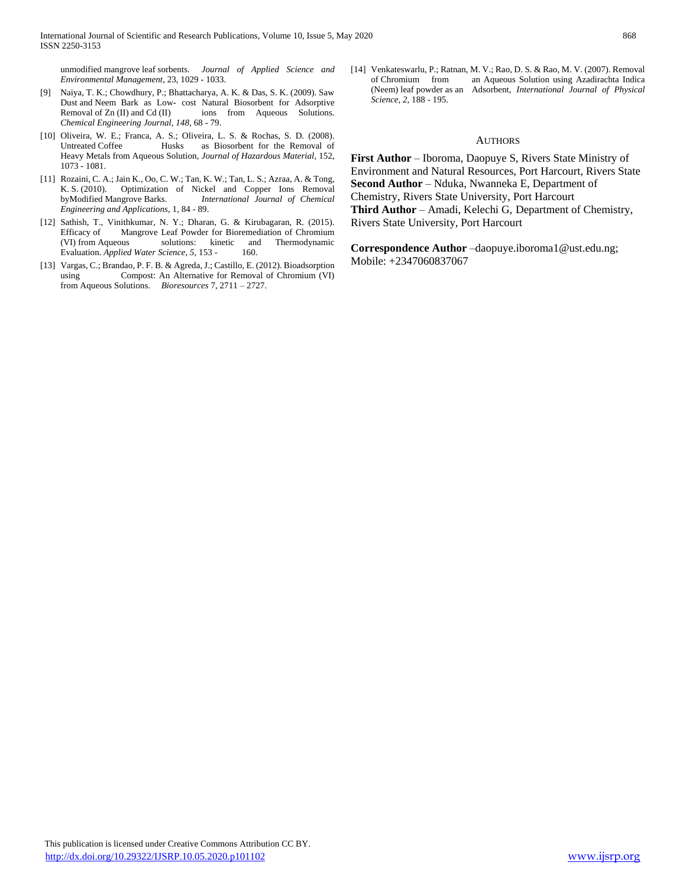unmodified mangrove leaf sorbents. *Journal of Applied Science and Environmental Management*, 23, 1029 - 1033.

[9] Naiya, T. K.; Chowdhury, P.; Bhattacharya, A. K. & Das, S. K. (2009). Saw Dust and Neem Bark as Low- cost Natural Biosorbent for Adsorptive Removal of Zn (II) and Cd (II) ions from Aqueous Solutions. *Chemical Engineering Journal*, *148*, 68 - 79.

[10] Oliveira, W. E.; Franca, A. S.; Oliveira, L. S. & Rochas, S. D. (2008). Untreated Coffee Husks as Biosorbent for the Removal of Heavy Metals from Aqueous Solution, *Journal of Hazardous Material*, 152, 1073 - 1081.

[11] Rozaini, C. A.; Jain K., Oo, C. W.; Tan, K. W.; Tan, L. S.; Azraa, A. & Tong, K. S. (2010). Optimization of Nickel and Copper Ions Removal byModified Mangrove Barks. *International Journal of Chemical Engineering and Applications*, 1, 84 - 89.

[12] Sathish, T., Vinithkumar, N. Y.; Dharan, G. & Kirubagaran, R. (2015). Efficacy of Mangrove Leaf Powder for Bioremediation of Chromium (VI) from Aqueous solutions: kinetic and Thermodynamic Evaluation. *Applied Water Science*, *5*, 153 - 160.

[13] Vargas, C.; Brandao, P. F. B. & Agreda, J.; Castillo, E. (2012). Bioadsorption using Compost: An Alternative for Removal of Chromium (VI) from Aqueous Solutions. *Bioresources* 7, 2711 – 2727.

[14] Venkateswarlu, P.; Ratnan, M. V.; Rao, D. S. & Rao, M. V. (2007). Removal of Chromium from an Aqueous Solution using Azadirachta Indica (Neem) leaf powder as an Adsorbent, *International Journal of Physical Science*, *2*, 188 - 195.

## AUTHORS

**First Author** – Iboroma, Daopuye S, Rivers State Ministry of Environment and Natural Resources, Port Harcourt, Rivers State

**Second Author** – Nduka, Nwanneka E, Department of Chemistry, Rivers State University, Port Harcourt

**Third Author** – Amadi, Kelechi G, Department of Chemistry, Rivers State University, Port Harcourt

**Correspondence Author** –daopuye.iboroma1@ust.edu.ng; Mobile: +2347060837067

This publication is licensed under Creative Commons Attribution CC BY.
http://dx.doi.org/10.29322/IJSRP.10.05.2020.p101102 www.ijsrp.org